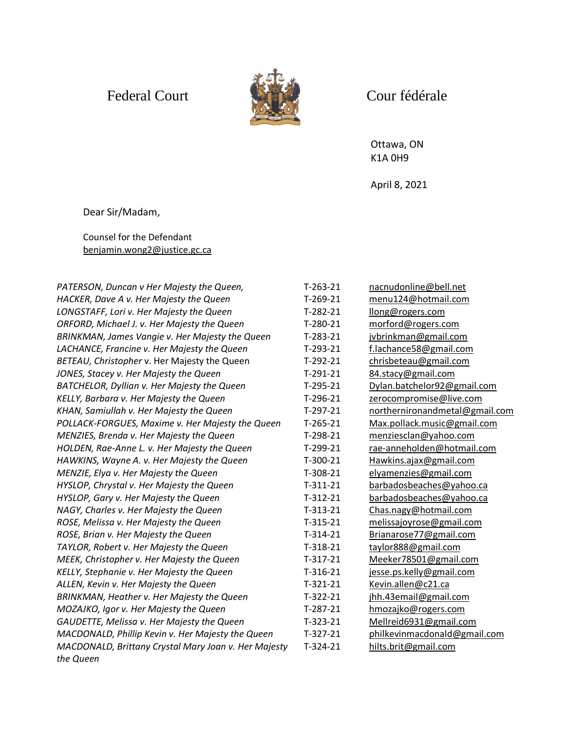Federal Court                                        Cour fédérale

Ottawa, ON
K1A 0H9

April 8, 2021

Dear Sir/Madam,

Counsel for the Defendant
benjamin.wong2@justice.gc.ca

| | | |
|---|---|---|
| *PATERSON, Duncan v Her Majesty the Queen,* | T-263-21 | nacnudonline@bell.net |
| *HACKER, Dave A v. Her Majesty the Queen* | T-269-21 | menu124@hotmail.com |
| *LONGSTAFF, Lori v. Her Majesty the Queen* | T-282-21 | llong@rogers.com |
| *ORFORD, Michael J. v. Her Majesty the Queen* | T-280-21 | morford@rogers.com |
| *BRINKMAN, James Vangie v. Her Majesty the Queen* | T-283-21 | jvbrinkman@gmail.com |
| *LACHANCE, Francine v. Her Majesty the Queen* | T-293-21 | f.lachance58@gmail.com |
| *BETEAU, Christopher* v. Her Majesty the Queen | T-292-21 | chrisbeteau@gmail.com |
| *JONES, Stacey v. Her Majesty the Queen* | T-291-21 | 84.stacy@gmail.com |
| *BATCHELOR, Dyllian v. Her Majesty the Queen* | T-295-21 | Dylan.batchelor92@gmail.com |
| *KELLY, Barbara v. Her Majesty the Queen* | T-296-21 | zerocompromise@live.com |
| *KHAN, Samiullah v. Her Majesty the Queen* | T-297-21 | northernironandmetal@gmail.com |
| *POLLACK-FORGUES, Maxime v. Her Majesty the Queen* | T-265-21 | Max.pollack.music@gmail.com |
| *MENZIES, Brenda v. Her Majesty the Queen* | T-298-21 | menziesclan@yahoo.com |
| *HOLDEN, Rae-Anne L. v. Her Majesty the Queen* | T-299-21 | rae-anneholden@hotmail.com |
| *HAWKINS, Wayne A. v. Her Majesty the Queen* | T-300-21 | Hawkins.ajax@gmail.com |
| *MENZIE, Elya v. Her Majesty the Queen* | T-308-21 | elyamenzies@gmail.com |
| *HYSLOP, Chrystal v. Her Majesty the Queen* | T-311-21 | barbadosbeaches@yahoo.ca |
| *HYSLOP, Gary v. Her Majesty the Queen* | T-312-21 | barbadosbeaches@yahoo.ca |
| *NAGY, Charles v. Her Majesty the Queen* | T-313-21 | Chas.nagy@hotmail.com |
| *ROSE, Melissa v. Her Majesty the Queen* | T-315-21 | melissajoyrose@gmail.com |
| *ROSE, Brian v. Her Majesty the Queen* | T-314-21 | Brianarose77@gmail.com |
| *TAYLOR, Robert v. Her Majesty the Queen* | T-318-21 | taylor888@gmail.com |
| *MEEK, Christopher v. Her Majesty the Queen* | T-317-21 | Meeker78501@gmail.com |
| *KELLY, Stephanie v. Her Majesty the Queen* | T-316-21 | jesse.ps.kelly@gmail.com |
| *ALLEN, Kevin v. Her Majesty the Queen* | T-321-21 | Kevin.allen@c21.ca |
| *BRINKMAN, Heather v. Her Majesty the Queen* | T-322-21 | jhh.43email@gmail.com |
| *MOZAJKO, Igor v. Her Majesty the Queen* | T-287-21 | hmozajko@rogers.com |
| *GAUDETTE, Melissa v. Her Majesty the Queen* | T-323-21 | Mellreid6931@gmail.com |
| *MACDONALD, Phillip Kevin v. Her Majesty the Queen* | T-327-21 | philkevinmacdonald@gmail.com |
| *MACDONALD, Brittany Crystal Mary Joan v. Her Majesty the Queen* | T-324-21 | hilts.brit@gmail.com |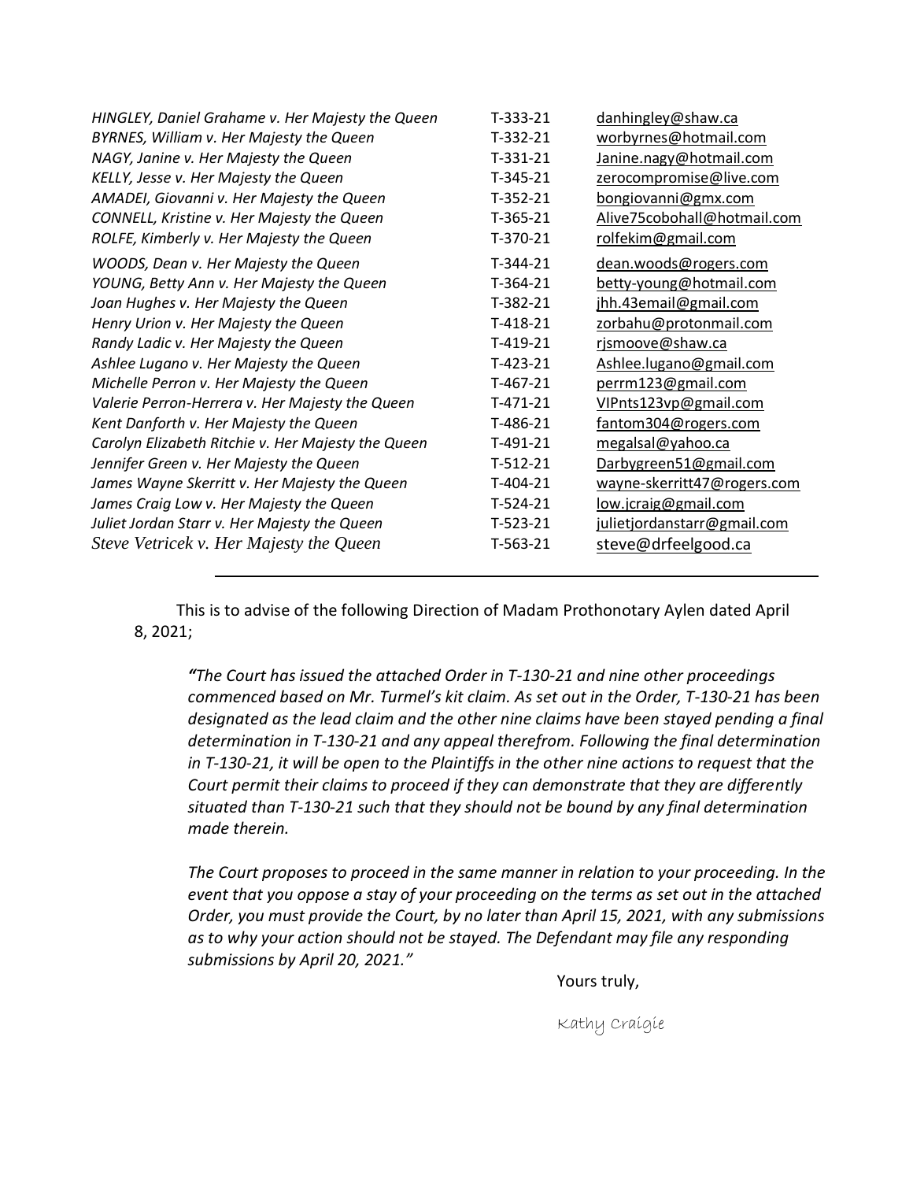| | | |
|---|---|---|
| *HINGLEY, Daniel Grahame v. Her Majesty the Queen* | T-333-21 | danhingley@shaw.ca |
| *BYRNES, William v. Her Majesty the Queen* | T-332-21 | worbyrnes@hotmail.com |
| *NAGY, Janine v. Her Majesty the Queen* | T-331-21 | Janine.nagy@hotmail.com |
| *KELLY, Jesse v. Her Majesty the Queen* | T-345-21 | zerocompromise@live.com |
| *AMADEI, Giovanni v. Her Majesty the Queen* | T-352-21 | bongiovanni@gmx.com |
| *CONNELL, Kristine v. Her Majesty the Queen* | T-365-21 | Alive75cobohall@hotmail.com |
| *ROLFE, Kimberly v. Her Majesty the Queen* | T-370-21 | rolfekim@gmail.com |
| *WOODS, Dean v. Her Majesty the Queen* | T-344-21 | dean.woods@rogers.com |
| *YOUNG, Betty Ann v. Her Majesty the Queen* | T-364-21 | betty-young@hotmail.com |
| *Joan Hughes v. Her Majesty the Queen* | T-382-21 | jhh.43email@gmail.com |
| *Henry Urion v. Her Majesty the Queen* | T-418-21 | zorbahu@protonmail.com |
| *Randy Ladic v. Her Majesty the Queen* | T-419-21 | rjsmoove@shaw.ca |
| *Ashlee Lugano v. Her Majesty the Queen* | T-423-21 | Ashlee.lugano@gmail.com |
| *Michelle Perron v. Her Majesty the Queen* | T-467-21 | perrm123@gmail.com |
| *Valerie Perron-Herrera v. Her Majesty the Queen* | T-471-21 | VIPnts123vp@gmail.com |
| *Kent Danforth v. Her Majesty the Queen* | T-486-21 | fantom304@rogers.com |
| *Carolyn Elizabeth Ritchie v. Her Majesty the Queen* | T-491-21 | megalsal@yahoo.ca |
| *Jennifer Green v. Her Majesty the Queen* | T-512-21 | Darbygreen51@gmail.com |
| *James Wayne Skerritt v. Her Majesty the Queen* | T-404-21 | wayne-skerritt47@rogers.com |
| *James Craig Low v. Her Majesty the Queen* | T-524-21 | low.jcraig@gmail.com |
| *Juliet Jordan Starr v. Her Majesty the Queen* | T-523-21 | julietjordanstarr@gmail.com |
| *Steve Vetricek v. Her Majesty the Queen* | T-563-21 | steve@drfeelgood.ca |

---

This is to advise of the following Direction of Madam Prothonotary Aylen dated April 8, 2021;

> *"The Court has issued the attached Order in T-130-21 and nine other proceedings commenced based on Mr. Turmel's kit claim. As set out in the Order, T-130-21 has been designated as the lead claim and the other nine claims have been stayed pending a final determination in T-130-21 and any appeal therefrom. Following the final determination in T-130-21, it will be open to the Plaintiffs in the other nine actions to request that the Court permit their claims to proceed if they can demonstrate that they are differently situated than T-130-21 such that they should not be bound by any final determination made therein.*
>
> *The Court proposes to proceed in the same manner in relation to your proceeding. In the event that you oppose a stay of your proceeding on the terms as set out in the attached Order, you must provide the Court, by no later than April 15, 2021, with any submissions as to why your action should not be stayed. The Defendant may file any responding submissions by April 20, 2021."*

Yours truly,

Kathy Craigie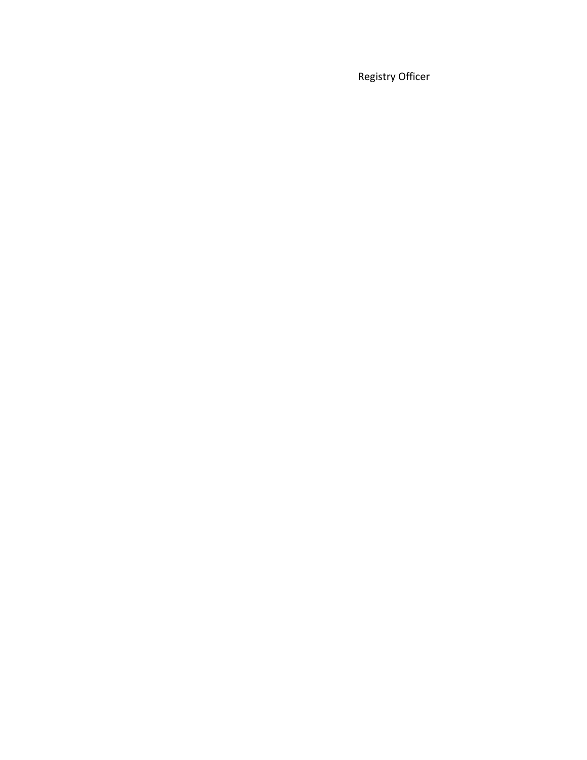Registry Officer